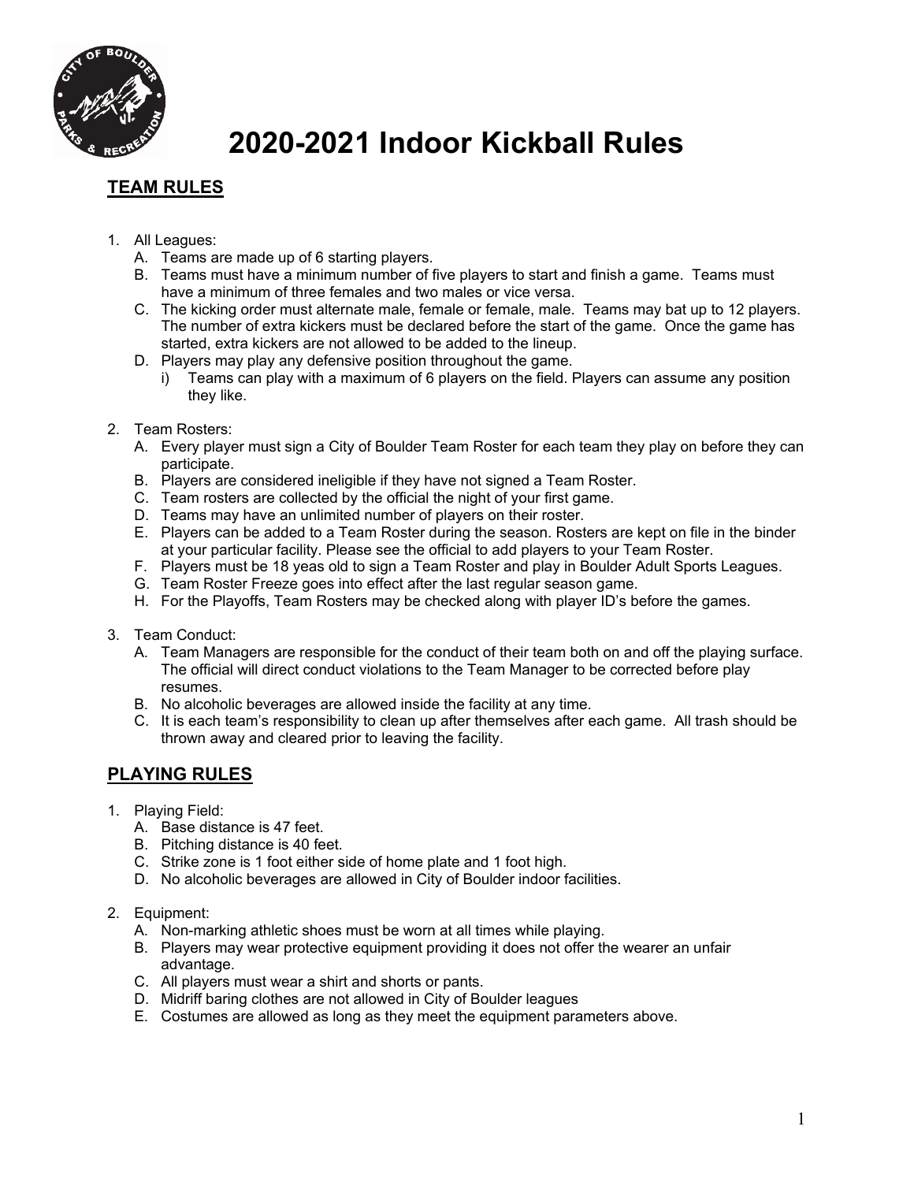# 2020-2021 Indoor Kickball Rules

## TEAM RULES

1. All Leagues:
   A. Teams are made up of 6 starting players.
   B. Teams must have a minimum number of five players to start and finish a game. Teams must have a minimum of three females and two males or vice versa.
   C. The kicking order must alternate male, female or female, male. Teams may bat up to 12 players. The number of extra kickers must be declared before the start of the game. Once the game has started, extra kickers are not allowed to be added to the lineup.
   D. Players may play any defensive position throughout the game.
      i) Teams can play with a maximum of 6 players on the field. Players can assume any position they like.

2. Team Rosters:
   A. Every player must sign a City of Boulder Team Roster for each team they play on before they can participate.
   B. Players are considered ineligible if they have not signed a Team Roster.
   C. Team rosters are collected by the official the night of your first game.
   D. Teams may have an unlimited number of players on their roster.
   E. Players can be added to a Team Roster during the season. Rosters are kept on file in the binder at your particular facility. Please see the official to add players to your Team Roster.
   F. Players must be 18 yeas old to sign a Team Roster and play in Boulder Adult Sports Leagues.
   G. Team Roster Freeze goes into effect after the last regular season game.
   H. For the Playoffs, Team Rosters may be checked along with player ID's before the games.

3. Team Conduct:
   A. Team Managers are responsible for the conduct of their team both on and off the playing surface. The official will direct conduct violations to the Team Manager to be corrected before play resumes.
   B. No alcoholic beverages are allowed inside the facility at any time.
   C. It is each team's responsibility to clean up after themselves after each game. All trash should be thrown away and cleared prior to leaving the facility.

## PLAYING RULES

1. Playing Field:
   A. Base distance is 47 feet.
   B. Pitching distance is 40 feet.
   C. Strike zone is 1 foot either side of home plate and 1 foot high.
   D. No alcoholic beverages are allowed in City of Boulder indoor facilities.

2. Equipment:
   A. Non-marking athletic shoes must be worn at all times while playing.
   B. Players may wear protective equipment providing it does not offer the wearer an unfair advantage.
   C. All players must wear a shirt and shorts or pants.
   D. Midriff baring clothes are not allowed in City of Boulder leagues
   E. Costumes are allowed as long as they meet the equipment parameters above.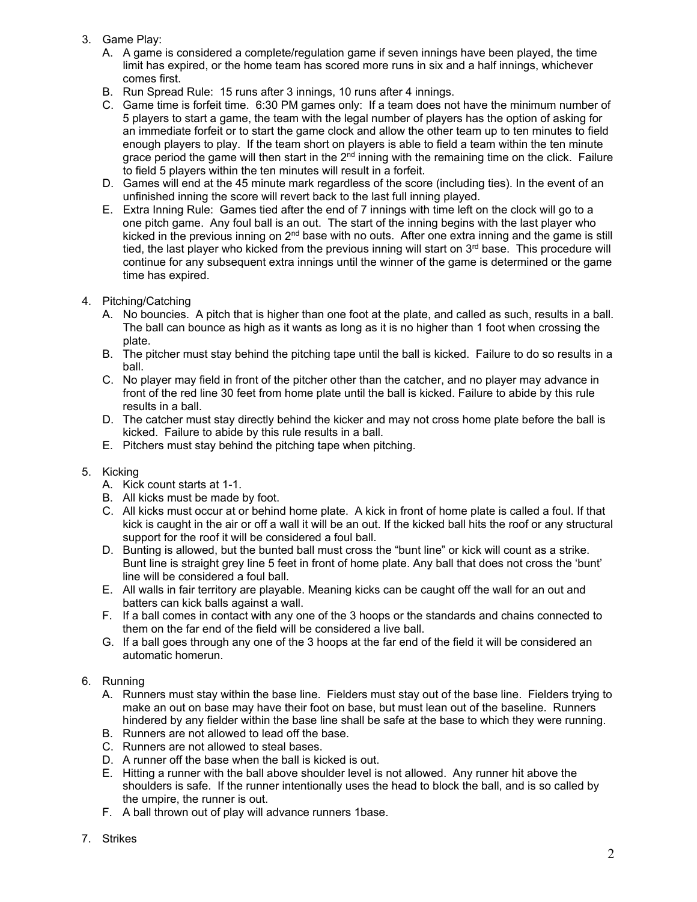3. Game Play:
   A. A game is considered a complete/regulation game if seven innings have been played, the time limit has expired, or the home team has scored more runs in six and a half innings, whichever comes first.
   B. Run Spread Rule: 15 runs after 3 innings, 10 runs after 4 innings.
   C. Game time is forfeit time. 6:30 PM games only: If a team does not have the minimum number of 5 players to start a game, the team with the legal number of players has the option of asking for an immediate forfeit or to start the game clock and allow the other team up to ten minutes to field enough players to play. If the team short on players is able to field a team within the ten minute grace period the game will then start in the 2nd inning with the remaining time on the click. Failure to field 5 players within the ten minutes will result in a forfeit.
   D. Games will end at the 45 minute mark regardless of the score (including ties). In the event of an unfinished inning the score will revert back to the last full inning played.
   E. Extra Inning Rule: Games tied after the end of 7 innings with time left on the clock will go to a one pitch game. Any foul ball is an out. The start of the inning begins with the last player who kicked in the previous inning on 2nd base with no outs. After one extra inning and the game is still tied, the last player who kicked from the previous inning will start on 3rd base. This procedure will continue for any subsequent extra innings until the winner of the game is determined or the game time has expired.

4. Pitching/Catching
   A. No bouncies. A pitch that is higher than one foot at the plate, and called as such, results in a ball. The ball can bounce as high as it wants as long as it is no higher than 1 foot when crossing the plate.
   B. The pitcher must stay behind the pitching tape until the ball is kicked. Failure to do so results in a ball.
   C. No player may field in front of the pitcher other than the catcher, and no player may advance in front of the red line 30 feet from home plate until the ball is kicked. Failure to abide by this rule results in a ball.
   D. The catcher must stay directly behind the kicker and may not cross home plate before the ball is kicked. Failure to abide by this rule results in a ball.
   E. Pitchers must stay behind the pitching tape when pitching.

5. Kicking
   A. Kick count starts at 1-1.
   B. All kicks must be made by foot.
   C. All kicks must occur at or behind home plate. A kick in front of home plate is called a foul. If that kick is caught in the air or off a wall it will be an out. If the kicked ball hits the roof or any structural support for the roof it will be considered a foul ball.
   D. Bunting is allowed, but the bunted ball must cross the "bunt line" or kick will count as a strike. Bunt line is straight grey line 5 feet in front of home plate. Any ball that does not cross the 'bunt' line will be considered a foul ball.
   E. All walls in fair territory are playable. Meaning kicks can be caught off the wall for an out and batters can kick balls against a wall.
   F. If a ball comes in contact with any one of the 3 hoops or the standards and chains connected to them on the far end of the field will be considered a live ball.
   G. If a ball goes through any one of the 3 hoops at the far end of the field it will be considered an automatic homerun.

6. Running
   A. Runners must stay within the base line. Fielders must stay out of the base line. Fielders trying to make an out on base may have their foot on base, but must lean out of the baseline. Runners hindered by any fielder within the base line shall be safe at the base to which they were running.
   B. Runners are not allowed to lead off the base.
   C. Runners are not allowed to steal bases.
   D. A runner off the base when the ball is kicked is out.
   E. Hitting a runner with the ball above shoulder level is not allowed. Any runner hit above the shoulders is safe. If the runner intentionally uses the head to block the ball, and is so called by the umpire, the runner is out.
   F. A ball thrown out of play will advance runners 1base.

7. Strikes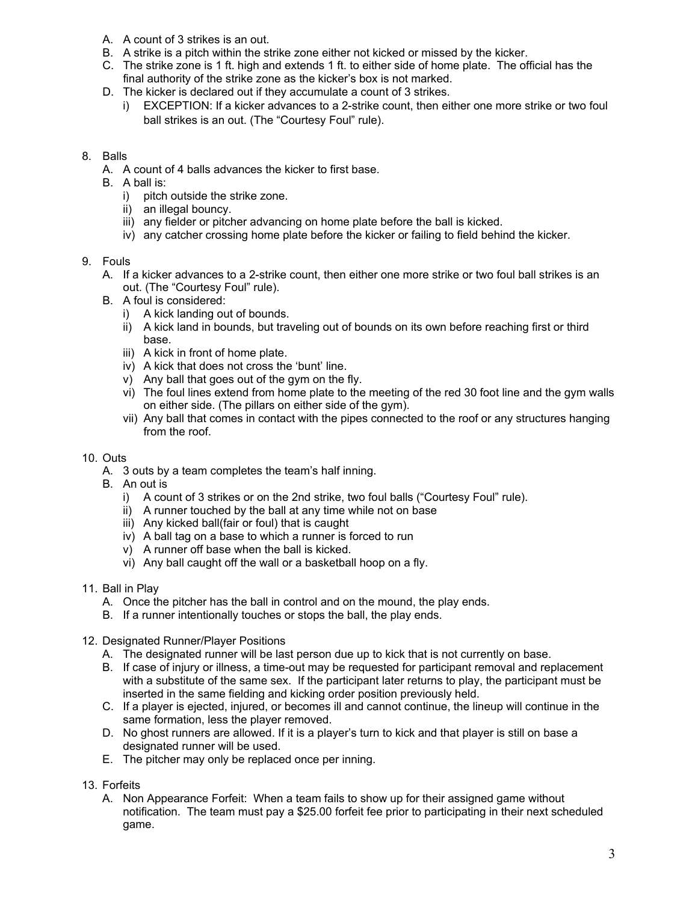A. A count of 3 strikes is an out.
B. A strike is a pitch within the strike zone either not kicked or missed by the kicker.
C. The strike zone is 1 ft. high and extends 1 ft. to either side of home plate. The official has the final authority of the strike zone as the kicker's box is not marked.
D. The kicker is declared out if they accumulate a count of 3 strikes.
   i) EXCEPTION: If a kicker advances to a 2-strike count, then either one more strike or two foul ball strikes is an out. (The "Courtesy Foul" rule).

8. Balls
   A. A count of 4 balls advances the kicker to first base.
   B. A ball is:
      i) pitch outside the strike zone.
      ii) an illegal bouncy.
      iii) any fielder or pitcher advancing on home plate before the ball is kicked.
      iv) any catcher crossing home plate before the kicker or failing to field behind the kicker.

9. Fouls
   A. If a kicker advances to a 2-strike count, then either one more strike or two foul ball strikes is an out. (The "Courtesy Foul" rule).
   B. A foul is considered:
      i) A kick landing out of bounds.
      ii) A kick land in bounds, but traveling out of bounds on its own before reaching first or third base.
      iii) A kick in front of home plate.
      iv) A kick that does not cross the 'bunt' line.
      v) Any ball that goes out of the gym on the fly.
      vi) The foul lines extend from home plate to the meeting of the red 30 foot line and the gym walls on either side. (The pillars on either side of the gym).
      vii) Any ball that comes in contact with the pipes connected to the roof or any structures hanging from the roof.

10. Outs
    A. 3 outs by a team completes the team's half inning.
    B. An out is
       i) A count of 3 strikes or on the 2nd strike, two foul balls ("Courtesy Foul" rule).
       ii) A runner touched by the ball at any time while not on base
       iii) Any kicked ball(fair or foul) that is caught
       iv) A ball tag on a base to which a runner is forced to run
       v) A runner off base when the ball is kicked.
       vi) Any ball caught off the wall or a basketball hoop on a fly.

11. Ball in Play
    A. Once the pitcher has the ball in control and on the mound, the play ends.
    B. If a runner intentionally touches or stops the ball, the play ends.

12. Designated Runner/Player Positions
    A. The designated runner will be last person due up to kick that is not currently on base.
    B. If case of injury or illness, a time-out may be requested for participant removal and replacement with a substitute of the same sex. If the participant later returns to play, the participant must be inserted in the same fielding and kicking order position previously held.
    C. If a player is ejected, injured, or becomes ill and cannot continue, the lineup will continue in the same formation, less the player removed.
    D. No ghost runners are allowed. If it is a player's turn to kick and that player is still on base a designated runner will be used.
    E. The pitcher may only be replaced once per inning.

13. Forfeits
    A. Non Appearance Forfeit: When a team fails to show up for their assigned game without notification. The team must pay a $25.00 forfeit fee prior to participating in their next scheduled game.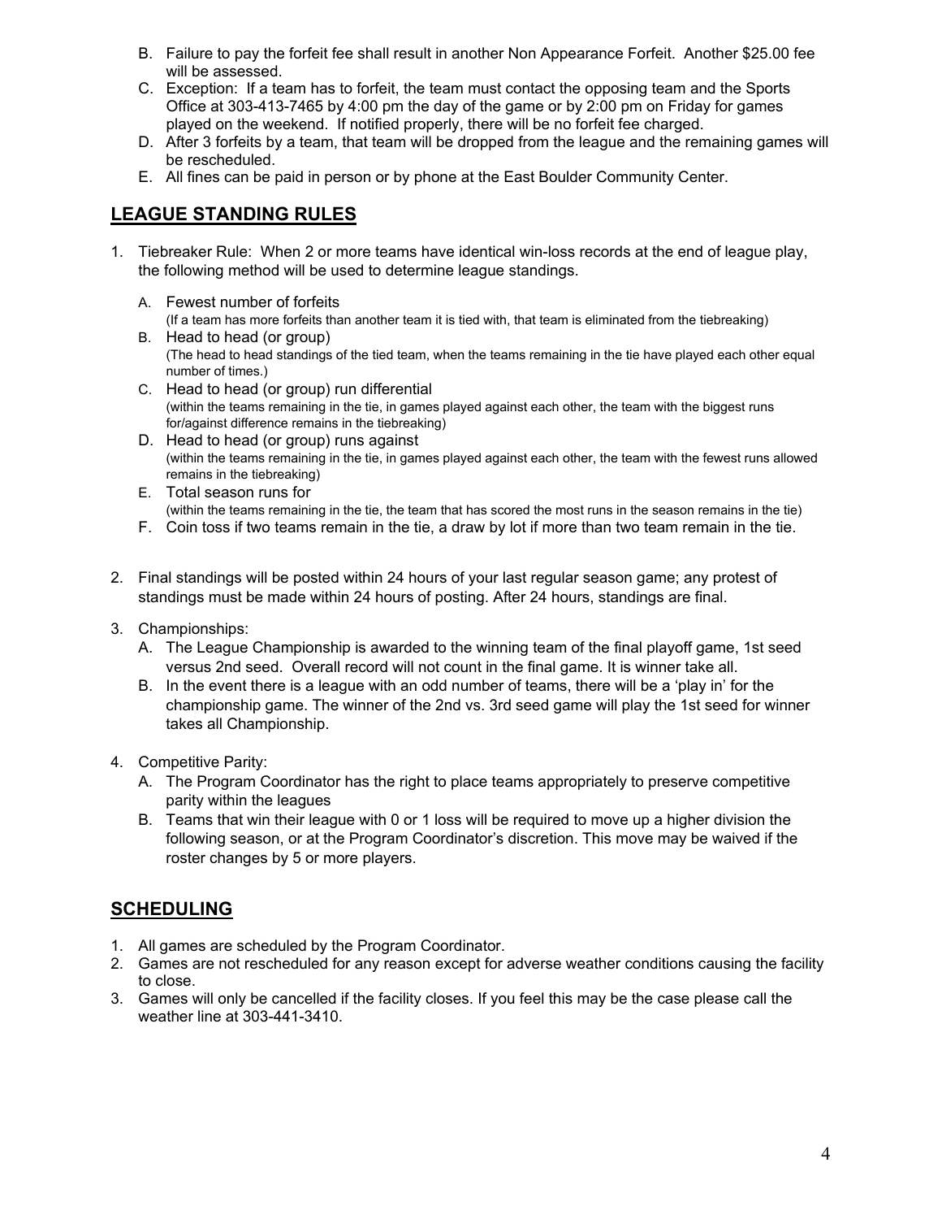B. Failure to pay the forfeit fee shall result in another Non Appearance Forfeit. Another $25.00 fee will be assessed.
C. Exception: If a team has to forfeit, the team must contact the opposing team and the Sports Office at 303-413-7465 by 4:00 pm the day of the game or by 2:00 pm on Friday for games played on the weekend. If notified properly, there will be no forfeit fee charged.
D. After 3 forfeits by a team, that team will be dropped from the league and the remaining games will be rescheduled.
E. All fines can be paid in person or by phone at the East Boulder Community Center.

## LEAGUE STANDING RULES

1. Tiebreaker Rule: When 2 or more teams have identical win-loss records at the end of league play, the following method will be used to determine league standings.
   A. Fewest number of forfeits
      (If a team has more forfeits than another team it is tied with, that team is eliminated from the tiebreaking)
   B. Head to head (or group)
      (The head to head standings of the tied team, when the teams remaining in the tie have played each other equal number of times.)
   C. Head to head (or group) run differential
      (within the teams remaining in the tie, in games played against each other, the team with the biggest runs for/against difference remains in the tiebreaking)
   D. Head to head (or group) runs against
      (within the teams remaining in the tie, in games played against each other, the team with the fewest runs allowed remains in the tiebreaking)
   E. Total season runs for
      (within the teams remaining in the tie, the team that has scored the most runs in the season remains in the tie)
   F. Coin toss if two teams remain in the tie, a draw by lot if more than two team remain in the tie.

2. Final standings will be posted within 24 hours of your last regular season game; any protest of standings must be made within 24 hours of posting. After 24 hours, standings are final.

3. Championships:
   A. The League Championship is awarded to the winning team of the final playoff game, 1st seed versus 2nd seed. Overall record will not count in the final game. It is winner take all.
   B. In the event there is a league with an odd number of teams, there will be a 'play in' for the championship game. The winner of the 2nd vs. 3rd seed game will play the 1st seed for winner takes all Championship.

4. Competitive Parity:
   A. The Program Coordinator has the right to place teams appropriately to preserve competitive parity within the leagues
   B. Teams that win their league with 0 or 1 loss will be required to move up a higher division the following season, or at the Program Coordinator's discretion. This move may be waived if the roster changes by 5 or more players.

## SCHEDULING

1. All games are scheduled by the Program Coordinator.
2. Games are not rescheduled for any reason except for adverse weather conditions causing the facility to close.
3. Games will only be cancelled if the facility closes. If you feel this may be the case please call the weather line at 303-441-3410.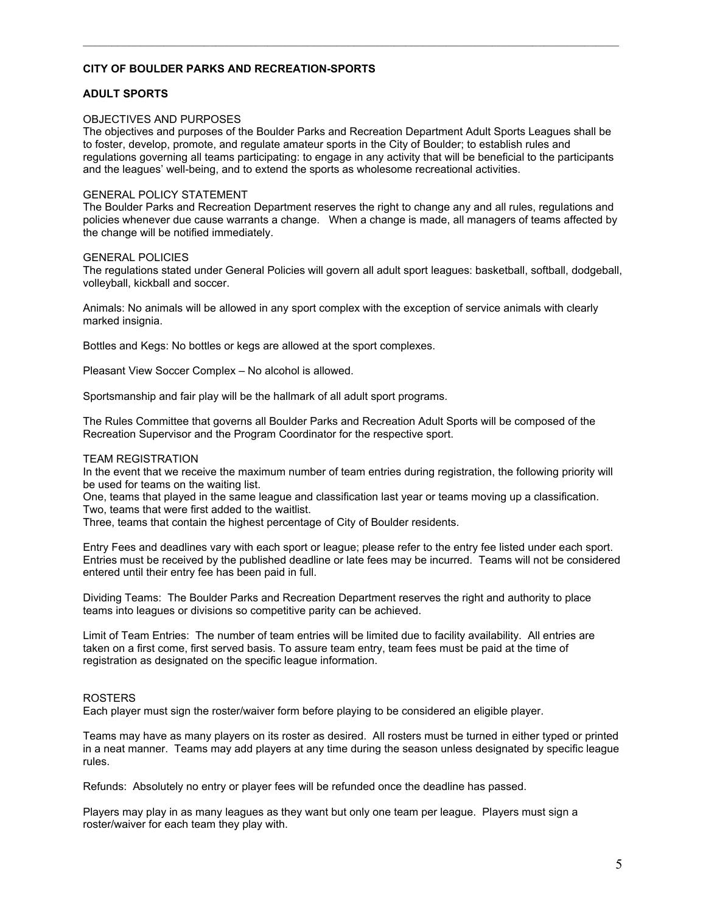**CITY OF BOULDER PARKS AND RECREATION-SPORTS**

**ADULT SPORTS**

OBJECTIVES AND PURPOSES

The objectives and purposes of the Boulder Parks and Recreation Department Adult Sports Leagues shall be to foster, develop, promote, and regulate amateur sports in the City of Boulder; to establish rules and regulations governing all teams participating: to engage in any activity that will be beneficial to the participants and the leagues' well-being, and to extend the sports as wholesome recreational activities.

GENERAL POLICY STATEMENT

The Boulder Parks and Recreation Department reserves the right to change any and all rules, regulations and policies whenever due cause warrants a change. When a change is made, all managers of teams affected by the change will be notified immediately.

GENERAL POLICIES

The regulations stated under General Policies will govern all adult sport leagues: basketball, softball, dodgeball, volleyball, kickball and soccer.

Animals: No animals will be allowed in any sport complex with the exception of service animals with clearly marked insignia.

Bottles and Kegs: No bottles or kegs are allowed at the sport complexes.

Pleasant View Soccer Complex – No alcohol is allowed.

Sportsmanship and fair play will be the hallmark of all adult sport programs.

The Rules Committee that governs all Boulder Parks and Recreation Adult Sports will be composed of the Recreation Supervisor and the Program Coordinator for the respective sport.

TEAM REGISTRATION

In the event that we receive the maximum number of team entries during registration, the following priority will be used for teams on the waiting list.

One, teams that played in the same league and classification last year or teams moving up a classification.

Two, teams that were first added to the waitlist.

Three, teams that contain the highest percentage of City of Boulder residents.

Entry Fees and deadlines vary with each sport or league; please refer to the entry fee listed under each sport. Entries must be received by the published deadline or late fees may be incurred. Teams will not be considered entered until their entry fee has been paid in full.

Dividing Teams: The Boulder Parks and Recreation Department reserves the right and authority to place teams into leagues or divisions so competitive parity can be achieved.

Limit of Team Entries: The number of team entries will be limited due to facility availability. All entries are taken on a first come, first served basis. To assure team entry, team fees must be paid at the time of registration as designated on the specific league information.

ROSTERS

Each player must sign the roster/waiver form before playing to be considered an eligible player.

Teams may have as many players on its roster as desired. All rosters must be turned in either typed or printed in a neat manner. Teams may add players at any time during the season unless designated by specific league rules.

Refunds: Absolutely no entry or player fees will be refunded once the deadline has passed.

Players may play in as many leagues as they want but only one team per league. Players must sign a roster/waiver for each team they play with.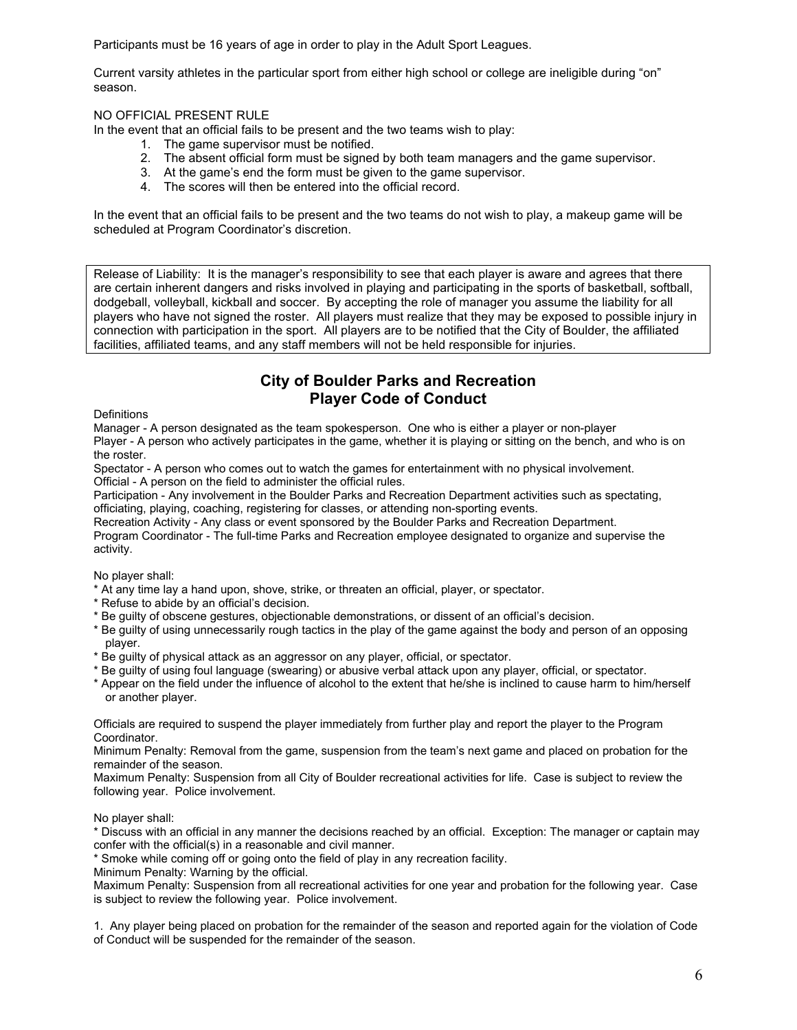Participants must be 16 years of age in order to play in the Adult Sport Leagues.

Current varsity athletes in the particular sport from either high school or college are ineligible during "on" season.

NO OFFICIAL PRESENT RULE

In the event that an official fails to be present and the two teams wish to play:

1. The game supervisor must be notified.
2. The absent official form must be signed by both team managers and the game supervisor.
3. At the game's end the form must be given to the game supervisor.
4. The scores will then be entered into the official record.

In the event that an official fails to be present and the two teams do not wish to play, a makeup game will be scheduled at Program Coordinator's discretion.

Release of Liability: It is the manager's responsibility to see that each player is aware and agrees that there are certain inherent dangers and risks involved in playing and participating in the sports of basketball, softball, dodgeball, volleyball, kickball and soccer. By accepting the role of manager you assume the liability for all players who have not signed the roster. All players must realize that they may be exposed to possible injury in connection with participation in the sport. All players are to be notified that the City of Boulder, the affiliated facilities, affiliated teams, and any staff members will not be held responsible for injuries.

## City of Boulder Parks and Recreation
## Player Code of Conduct

Definitions

Manager - A person designated as the team spokesperson. One who is either a player or non-player

Player - A person who actively participates in the game, whether it is playing or sitting on the bench, and who is on the roster.

Spectator - A person who comes out to watch the games for entertainment with no physical involvement.

Official - A person on the field to administer the official rules.

Participation - Any involvement in the Boulder Parks and Recreation Department activities such as spectating, officiating, playing, coaching, registering for classes, or attending non-sporting events.

Recreation Activity - Any class or event sponsored by the Boulder Parks and Recreation Department.

Program Coordinator - The full-time Parks and Recreation employee designated to organize and supervise the activity.

No player shall:

* At any time lay a hand upon, shove, strike, or threaten an official, player, or spectator.
* Refuse to abide by an official's decision.
* Be guilty of obscene gestures, objectionable demonstrations, or dissent of an official's decision.
* Be guilty of using unnecessarily rough tactics in the play of the game against the body and person of an opposing player.
* Be guilty of physical attack as an aggressor on any player, official, or spectator.
* Be guilty of using foul language (swearing) or abusive verbal attack upon any player, official, or spectator.
* Appear on the field under the influence of alcohol to the extent that he/she is inclined to cause harm to him/herself or another player.

Officials are required to suspend the player immediately from further play and report the player to the Program Coordinator.

Minimum Penalty: Removal from the game, suspension from the team's next game and placed on probation for the remainder of the season.

Maximum Penalty: Suspension from all City of Boulder recreational activities for life. Case is subject to review the following year. Police involvement.

No player shall:

* Discuss with an official in any manner the decisions reached by an official. Exception: The manager or captain may confer with the official(s) in a reasonable and civil manner.
* Smoke while coming off or going onto the field of play in any recreation facility.

Minimum Penalty: Warning by the official.

Maximum Penalty: Suspension from all recreational activities for one year and probation for the following year. Case is subject to review the following year. Police involvement.

1. Any player being placed on probation for the remainder of the season and reported again for the violation of Code of Conduct will be suspended for the remainder of the season.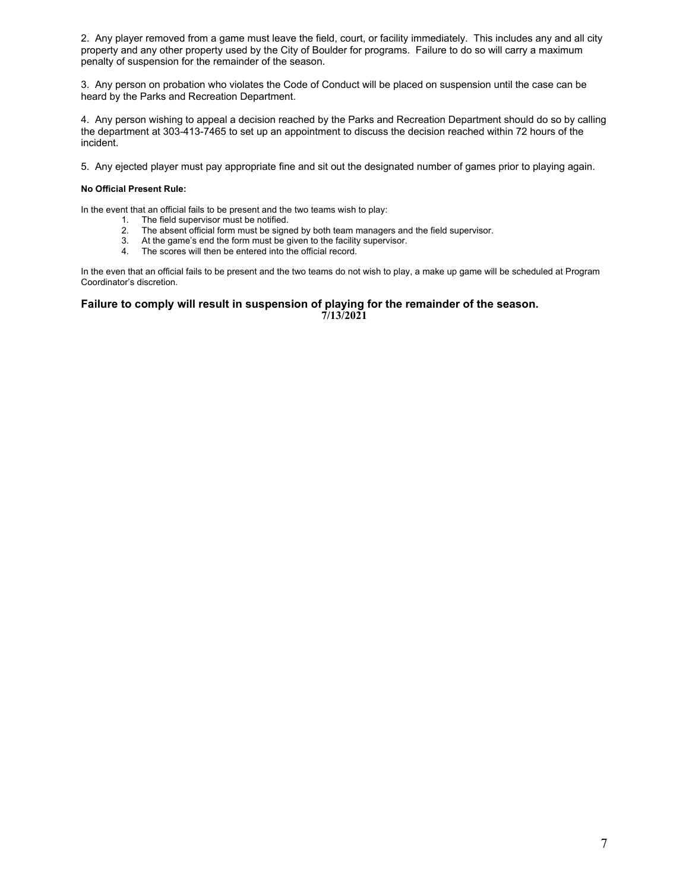2. Any player removed from a game must leave the field, court, or facility immediately. This includes any and all city property and any other property used by the City of Boulder for programs. Failure to do so will carry a maximum penalty of suspension for the remainder of the season.

3. Any person on probation who violates the Code of Conduct will be placed on suspension until the case can be heard by the Parks and Recreation Department.

4. Any person wishing to appeal a decision reached by the Parks and Recreation Department should do so by calling the department at 303-413-7465 to set up an appointment to discuss the decision reached within 72 hours of the incident.

5. Any ejected player must pay appropriate fine and sit out the designated number of games prior to playing again.

**No Official Present Rule:**

In the event that an official fails to be present and the two teams wish to play:

1. The field supervisor must be notified.
2. The absent official form must be signed by both team managers and the field supervisor.
3. At the game's end the form must be given to the facility supervisor.
4. The scores will then be entered into the official record.

In the even that an official fails to be present and the two teams do not wish to play, a make up game will be scheduled at Program Coordinator's discretion.

**Failure to comply will result in suspension of playing for the remainder of the season.**

**7/13/2021**